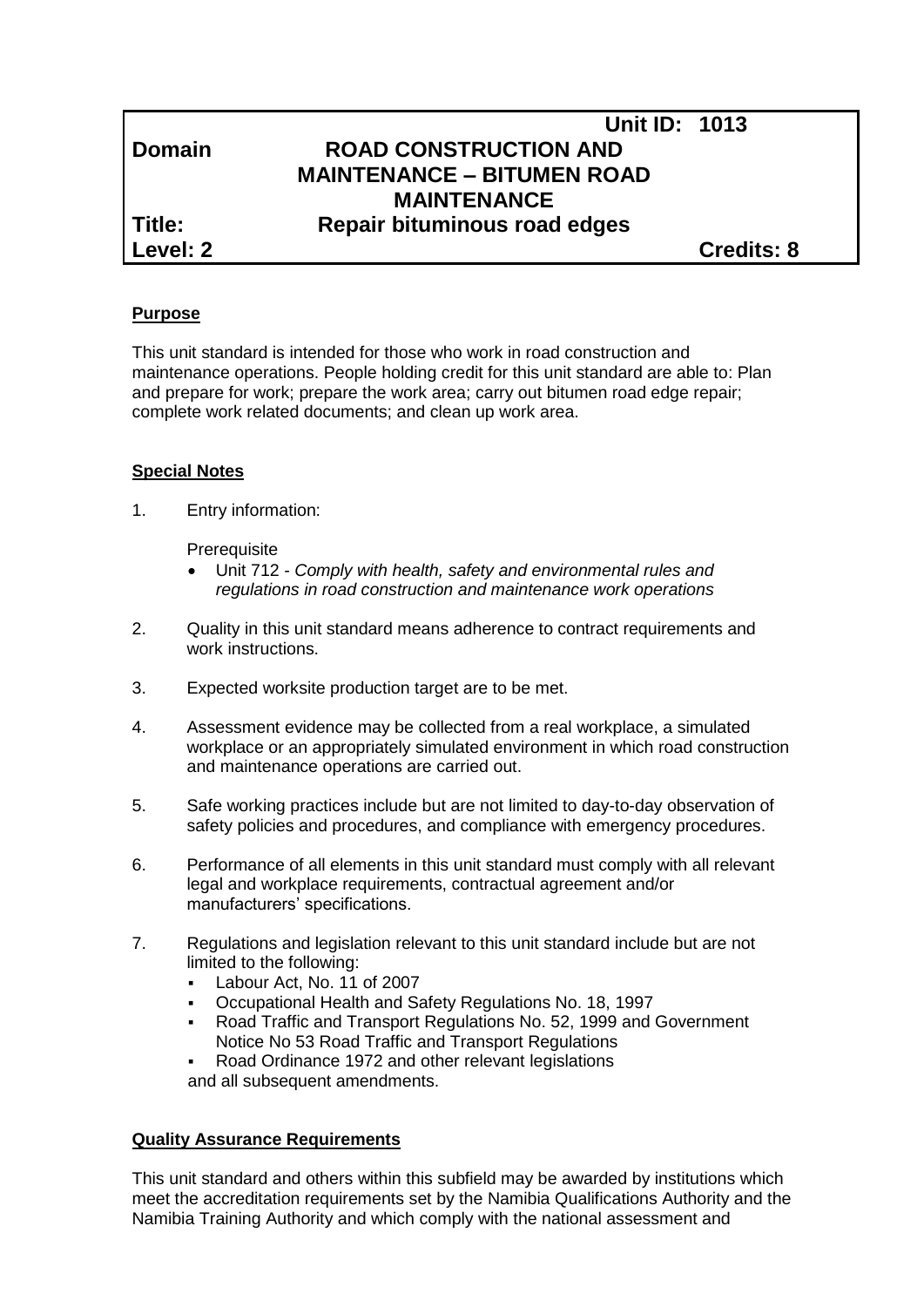| | Unit ID: 1013 | |
|---|---|---|
| **Domain** | **ROAD CONSTRUCTION AND MAINTENANCE – BITUMEN ROAD MAINTENANCE** | |
| **Title:** | **Repair bituminous road edges** | |
| **Level: 2** | | **Credits: 8** |

## Purpose

This unit standard is intended for those who work in road construction and maintenance operations. People holding credit for this unit standard are able to: Plan and prepare for work; prepare the work area; carry out bitumen road edge repair; complete work related documents; and clean up work area.

## Special Notes

1. Entry information:

   Prerequisite

   - Unit 712 - *Comply with health, safety and environmental rules and regulations in road construction and maintenance work operations*

2. Quality in this unit standard means adherence to contract requirements and work instructions.

3. Expected worksite production target are to be met.

4. Assessment evidence may be collected from a real workplace, a simulated workplace or an appropriately simulated environment in which road construction and maintenance operations are carried out.

5. Safe working practices include but are not limited to day-to-day observation of safety policies and procedures, and compliance with emergency procedures.

6. Performance of all elements in this unit standard must comply with all relevant legal and workplace requirements, contractual agreement and/or manufacturers' specifications.

7. Regulations and legislation relevant to this unit standard include but are not limited to the following:
   - Labour Act, No. 11 of 2007
   - Occupational Health and Safety Regulations No. 18, 1997
   - Road Traffic and Transport Regulations No. 52, 1999 and Government Notice No 53 Road Traffic and Transport Regulations
   - Road Ordinance 1972 and other relevant legislations

   and all subsequent amendments.

## Quality Assurance Requirements

This unit standard and others within this subfield may be awarded by institutions which meet the accreditation requirements set by the Namibia Qualifications Authority and the Namibia Training Authority and which comply with the national assessment and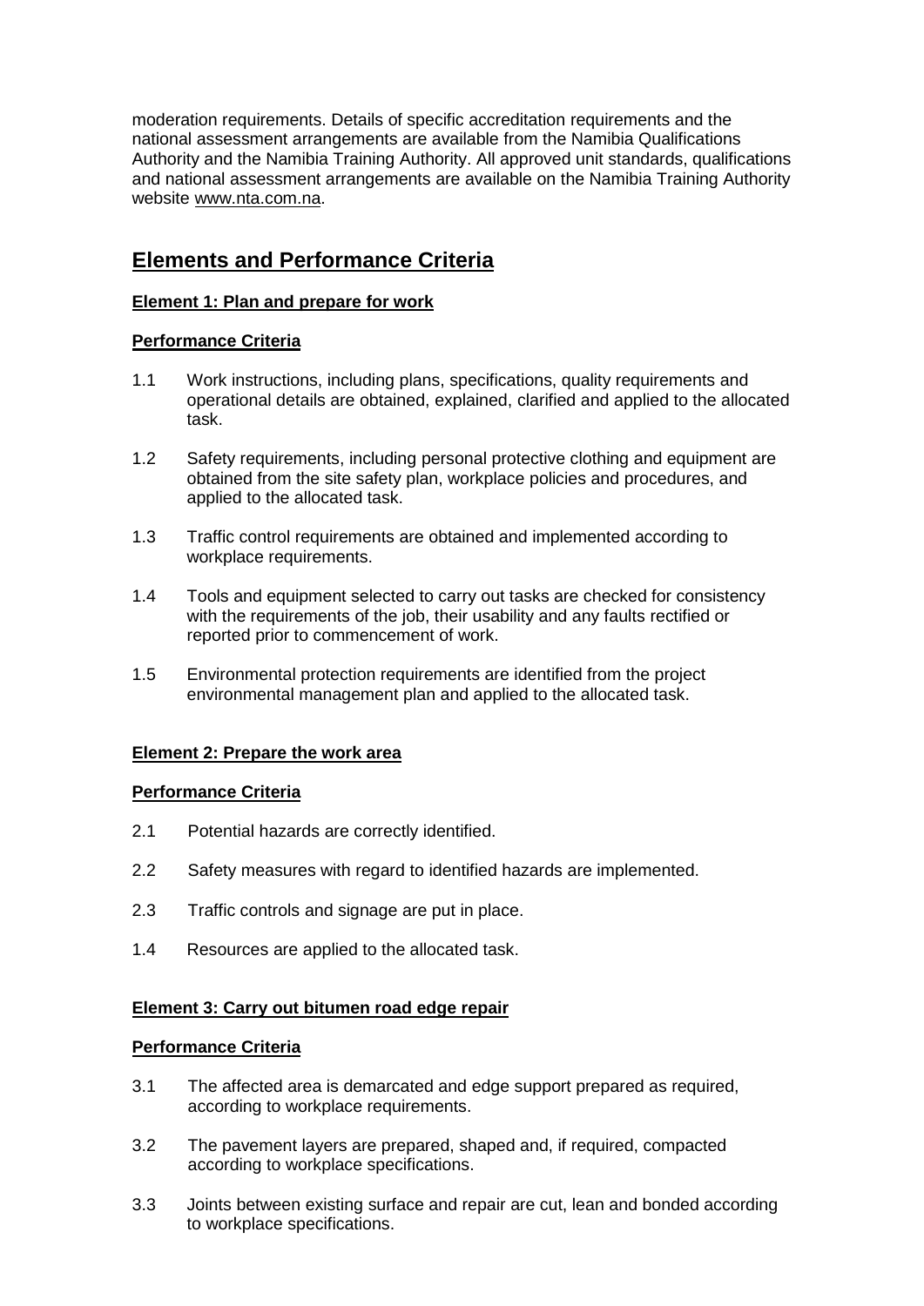moderation requirements. Details of specific accreditation requirements and the national assessment arrangements are available from the Namibia Qualifications Authority and the Namibia Training Authority. All approved unit standards, qualifications and national assessment arrangements are available on the Namibia Training Authority website www.nta.com.na.

## Elements and Performance Criteria

**Element 1: Plan and prepare for work**

**Performance Criteria**

1.1 Work instructions, including plans, specifications, quality requirements and operational details are obtained, explained, clarified and applied to the allocated task.

1.2 Safety requirements, including personal protective clothing and equipment are obtained from the site safety plan, workplace policies and procedures, and applied to the allocated task.

1.3 Traffic control requirements are obtained and implemented according to workplace requirements.

1.4 Tools and equipment selected to carry out tasks are checked for consistency with the requirements of the job, their usability and any faults rectified or reported prior to commencement of work.

1.5 Environmental protection requirements are identified from the project environmental management plan and applied to the allocated task.

**Element 2: Prepare the work area**

**Performance Criteria**

2.1 Potential hazards are correctly identified.

2.2 Safety measures with regard to identified hazards are implemented.

2.3 Traffic controls and signage are put in place.

1.4 Resources are applied to the allocated task.

**Element 3: Carry out bitumen road edge repair**

**Performance Criteria**

3.1 The affected area is demarcated and edge support prepared as required, according to workplace requirements.

3.2 The pavement layers are prepared, shaped and, if required, compacted according to workplace specifications.

3.3 Joints between existing surface and repair are cut, lean and bonded according to workplace specifications.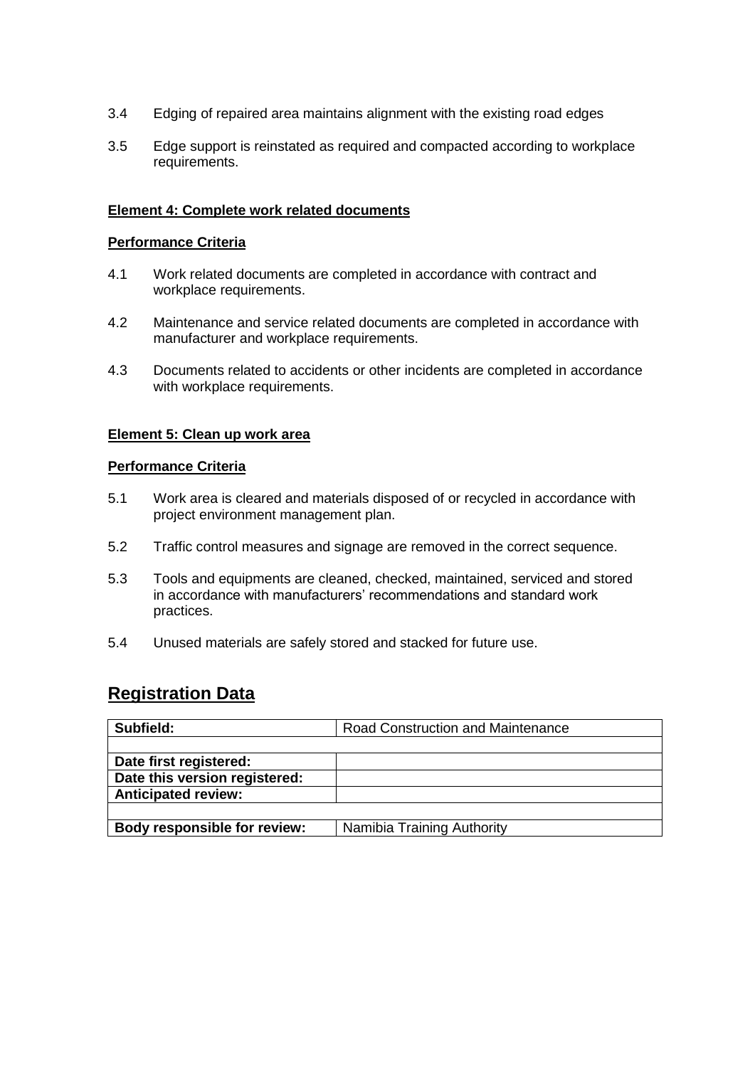3.4 Edging of repaired area maintains alignment with the existing road edges

3.5 Edge support is reinstated as required and compacted according to workplace requirements.

**Element 4: Complete work related documents**

**Performance Criteria**

4.1 Work related documents are completed in accordance with contract and workplace requirements.

4.2 Maintenance and service related documents are completed in accordance with manufacturer and workplace requirements.

4.3 Documents related to accidents or other incidents are completed in accordance with workplace requirements.

**Element 5: Clean up work area**

**Performance Criteria**

5.1 Work area is cleared and materials disposed of or recycled in accordance with project environment management plan.

5.2 Traffic control measures and signage are removed in the correct sequence.

5.3 Tools and equipments are cleaned, checked, maintained, serviced and stored in accordance with manufacturers' recommendations and standard work practices.

5.4 Unused materials are safely stored and stacked for future use.

## Registration Data

| | |
|---|---|
| **Subfield:** | Road Construction and Maintenance |
| | |
| **Date first registered:** | |
| **Date this version registered:** | |
| **Anticipated review:** | |
| | |
| **Body responsible for review:** | Namibia Training Authority |